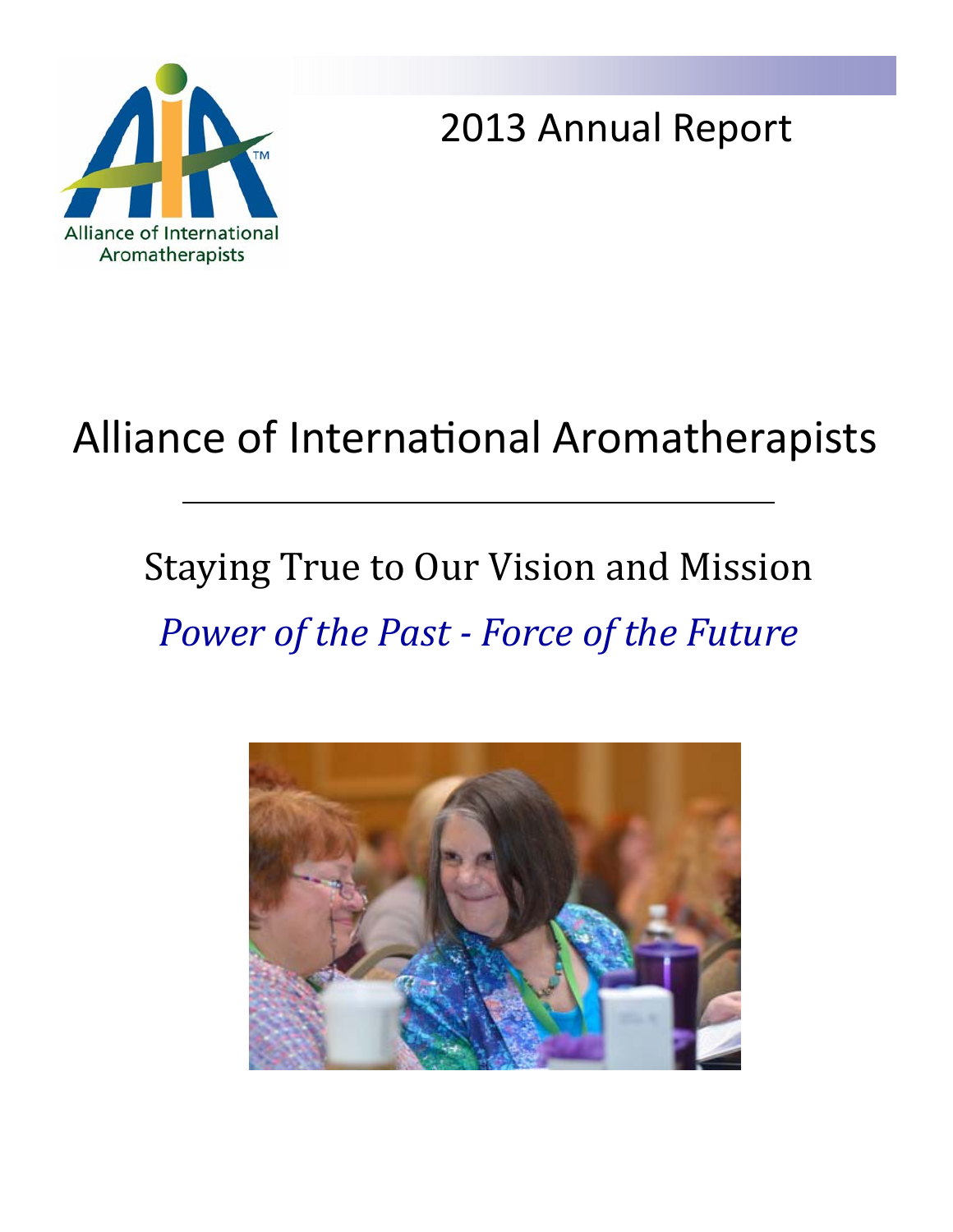Alliance of International Aromatherapists

# 2013 Annual Report

# Alliance of International Aromatherapists

---

## Staying True to Our Vision and Mission

*Power of the Past - Force of the Future*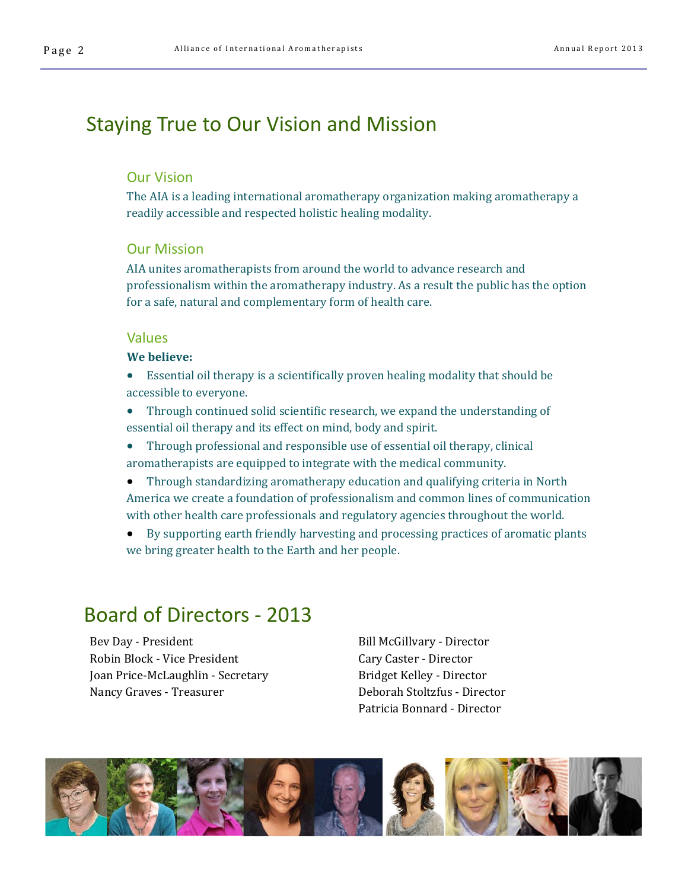# Staying True to Our Vision and Mission

## Our Vision

The AIA is a leading international aromatherapy organization making aromatherapy a readily accessible and respected holistic healing modality.

## Our Mission

AIA unites aromatherapists from around the world to advance research and professionalism within the aromatherapy industry. As a result the public has the option for a safe, natural and complementary form of health care.

## Values

**We believe:**

- Essential oil therapy is a scientifically proven healing modality that should be accessible to everyone.
- Through continued solid scientific research, we expand the understanding of essential oil therapy and its effect on mind, body and spirit.
- Through professional and responsible use of essential oil therapy, clinical aromatherapists are equipped to integrate with the medical community.
- Through standardizing aromatherapy education and qualifying criteria in North America we create a foundation of professionalism and common lines of communication with other health care professionals and regulatory agencies throughout the world.
- By supporting earth friendly harvesting and processing practices of aromatic plants we bring greater health to the Earth and her people.

# Board of Directors - 2013

Bev Day - President
Robin Block - Vice President
Joan Price-McLaughlin - Secretary
Nancy Graves - Treasurer

Bill McGillvary - Director
Cary Caster - Director
Bridget Kelley - Director
Deborah Stoltzfus - Director
Patricia Bonnard - Director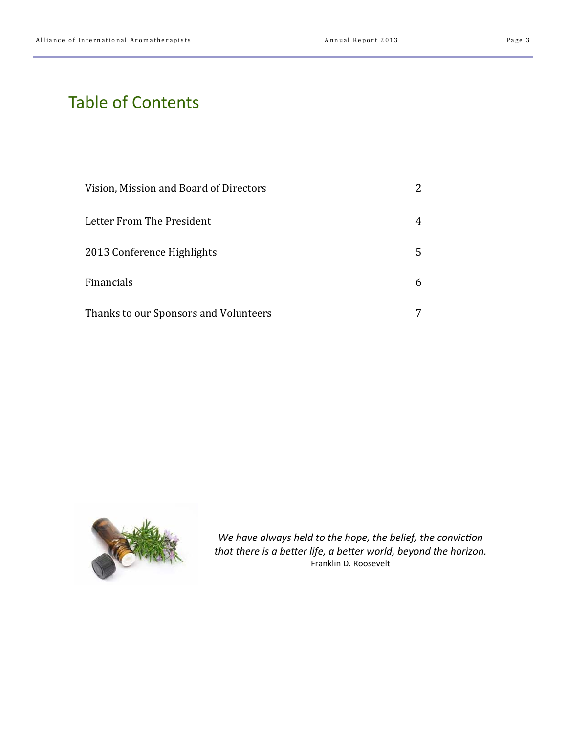# Table of Contents

| | |
|---|---|
| Vision, Mission and Board of Directors | 2 |
| Letter From The President | 4 |
| 2013 Conference Highlights | 5 |
| Financials | 6 |
| Thanks to our Sponsors and Volunteers | 7 |

*We have always held to the hope, the belief, the conviction that there is a better life, a better world, beyond the horizon.*
Franklin D. Roosevelt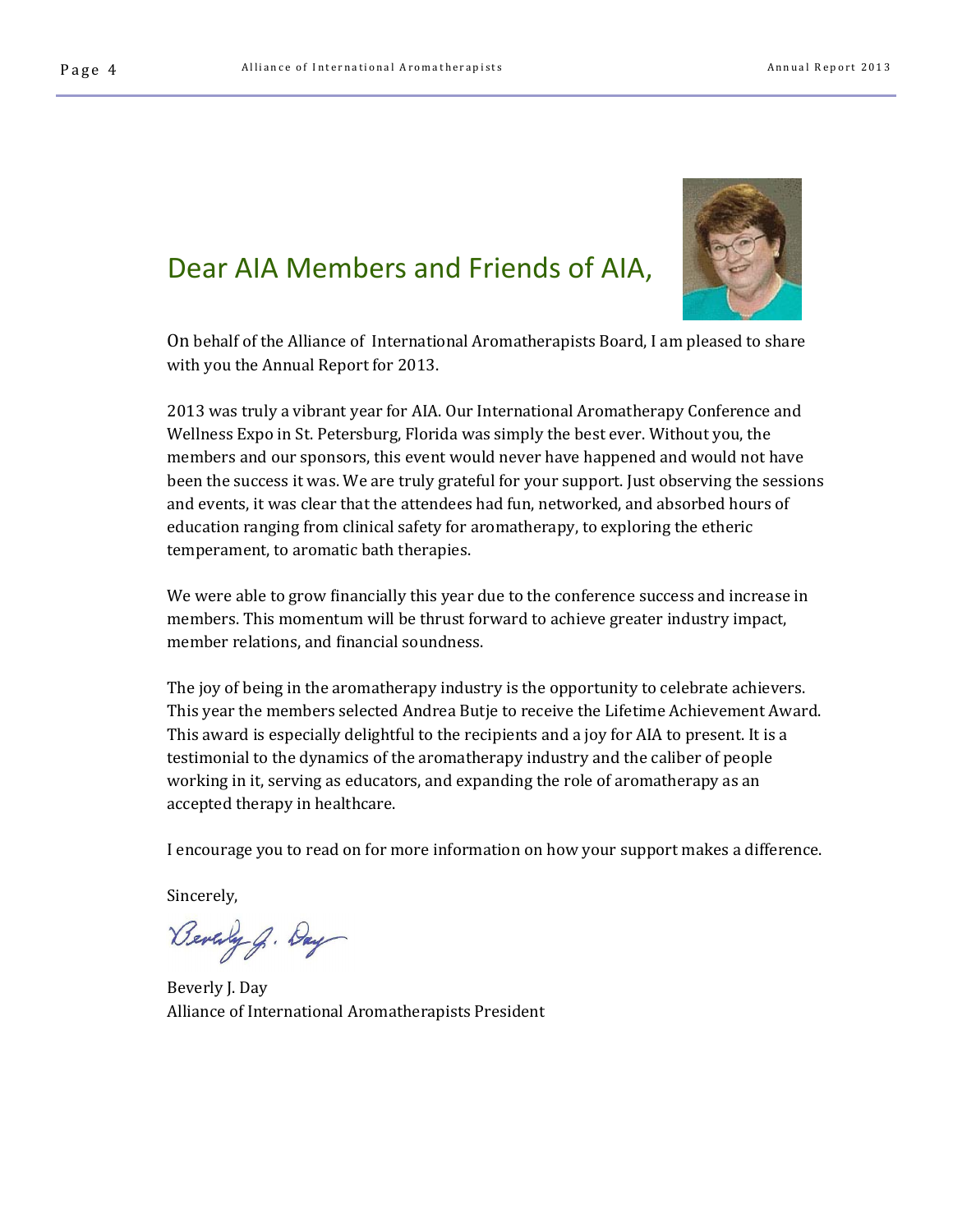# Dear AIA Members and Friends of AIA,

On behalf of the Alliance of International Aromatherapists Board, I am pleased to share with you the Annual Report for 2013.

2013 was truly a vibrant year for AIA. Our International Aromatherapy Conference and Wellness Expo in St. Petersburg, Florida was simply the best ever. Without you, the members and our sponsors, this event would never have happened and would not have been the success it was. We are truly grateful for your support. Just observing the sessions and events, it was clear that the attendees had fun, networked, and absorbed hours of education ranging from clinical safety for aromatherapy, to exploring the etheric temperament, to aromatic bath therapies.

We were able to grow financially this year due to the conference success and increase in members. This momentum will be thrust forward to achieve greater industry impact, member relations, and financial soundness.

The joy of being in the aromatherapy industry is the opportunity to celebrate achievers. This year the members selected Andrea Butje to receive the Lifetime Achievement Award. This award is especially delightful to the recipients and a joy for AIA to present. It is a testimonial to the dynamics of the aromatherapy industry and the caliber of people working in it, serving as educators, and expanding the role of aromatherapy as an accepted therapy in healthcare.

I encourage you to read on for more information on how your support makes a difference.

Sincerely,

Beverly J. Day

Beverly J. Day
Alliance of International Aromatherapists President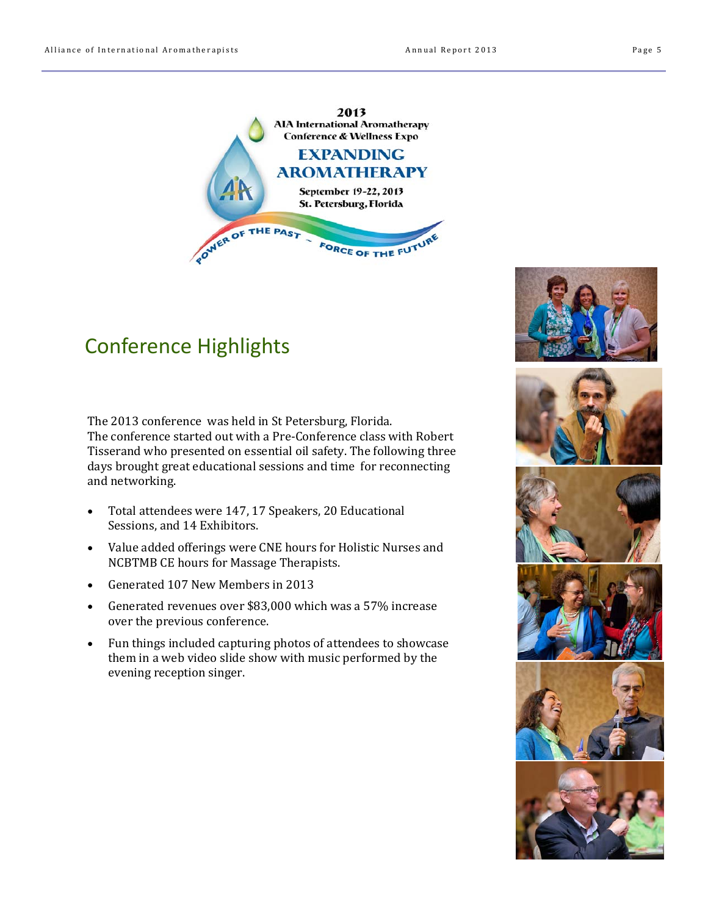2013
AIA International Aromatherapy
Conference & Wellness Expo

EXPANDING
AROMATHERAPY

September 19-22, 2013
St. Petersburg, Florida

POWER OF THE PAST ~ FORCE OF THE FUTURE

## Conference Highlights

The 2013 conference was held in St Petersburg, Florida.
The conference started out with a Pre-Conference class with Robert Tisserand who presented on essential oil safety. The following three days brought great educational sessions and time for reconnecting and networking.

- Total attendees were 147, 17 Speakers, 20 Educational Sessions, and 14 Exhibitors.
- Value added offerings were CNE hours for Holistic Nurses and NCBTMB CE hours for Massage Therapists.
- Generated 107 New Members in 2013
- Generated revenues over $83,000 which was a 57% increase over the previous conference.
- Fun things included capturing photos of attendees to showcase them in a web video slide show with music performed by the evening reception singer.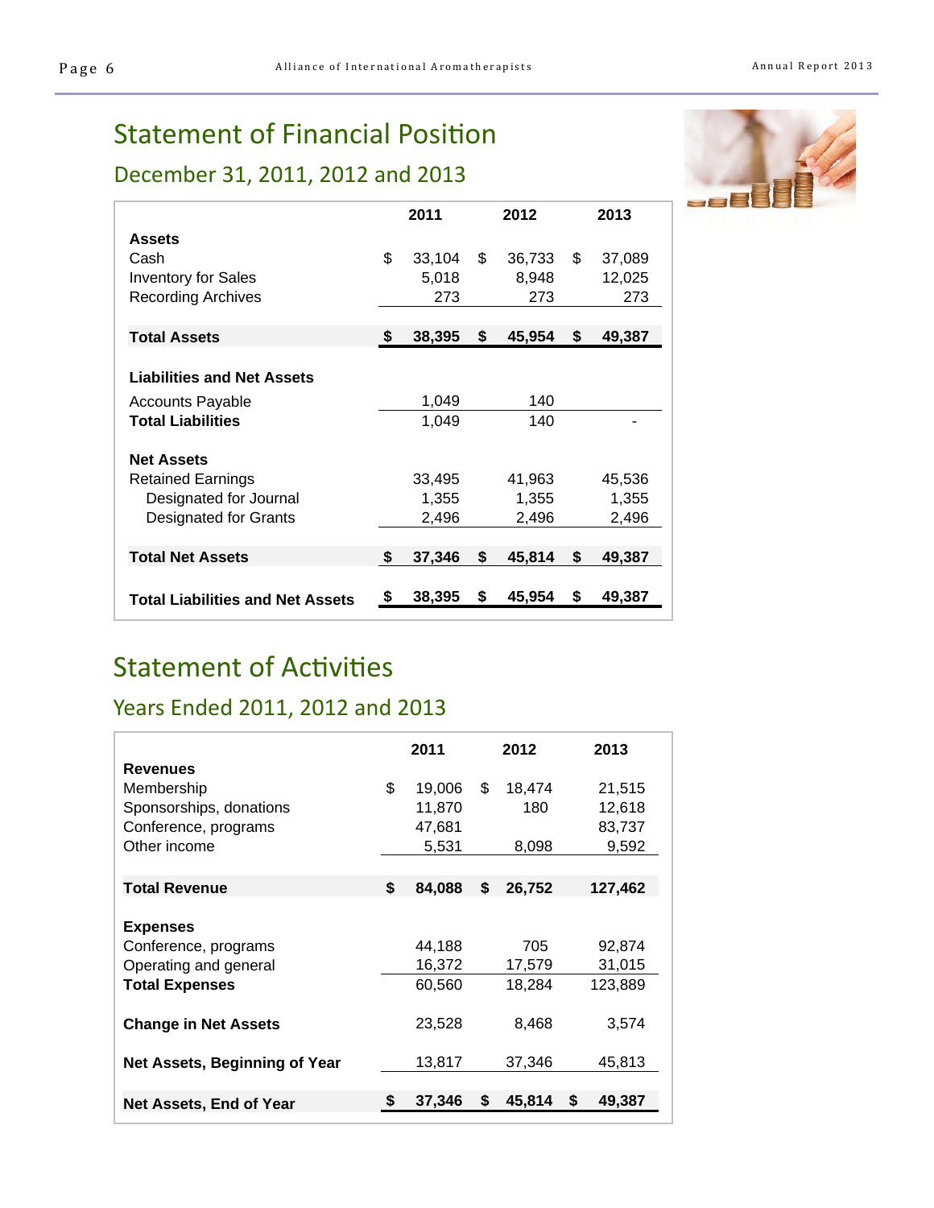# Statement of Financial Position

## December 31, 2011, 2012 and 2013

| | 2011 | 2012 | 2013 |
|---|---|---|---|
| **Assets** | | | |
| Cash | $ 33,104 | $ 36,733 | $ 37,089 |
| Inventory for Sales | 5,018 | 8,948 | 12,025 |
| Recording Archives | 273 | 273 | 273 |
| **Total Assets** | **$ 38,395** | **$ 45,954** | **$ 49,387** |
| **Liabilities and Net Assets** | | | |
| Accounts Payable | 1,049 | 140 | |
| **Total Liabilities** | 1,049 | 140 | - |
| **Net Assets** | | | |
| Retained Earnings | 33,495 | 41,963 | 45,536 |
| Designated for Journal | 1,355 | 1,355 | 1,355 |
| Designated for Grants | 2,496 | 2,496 | 2,496 |
| **Total Net Assets** | **$ 37,346** | **$ 45,814** | **$ 49,387** |
| **Total Liabilities and Net Assets** | **$ 38,395** | **$ 45,954** | **$ 49,387** |

# Statement of Activities

## Years Ended 2011, 2012 and 2013

| | 2011 | 2012 | 2013 |
|---|---|---|---|
| **Revenues** | | | |
| Membership | $ 19,006 | $ 18,474 | 21,515 |
| Sponsorships, donations | 11,870 | 180 | 12,618 |
| Conference, programs | 47,681 | | 83,737 |
| Other income | 5,531 | 8,098 | 9,592 |
| **Total Revenue** | **$ 84,088** | **$ 26,752** | **127,462** |
| **Expenses** | | | |
| Conference, programs | 44,188 | 705 | 92,874 |
| Operating and general | 16,372 | 17,579 | 31,015 |
| **Total Expenses** | 60,560 | 18,284 | 123,889 |
| **Change in Net Assets** | 23,528 | 8,468 | 3,574 |
| **Net Assets, Beginning of Year** | 13,817 | 37,346 | 45,813 |
| **Net Assets, End of Year** | **$ 37,346** | **$ 45,814** | **$ 49,387** |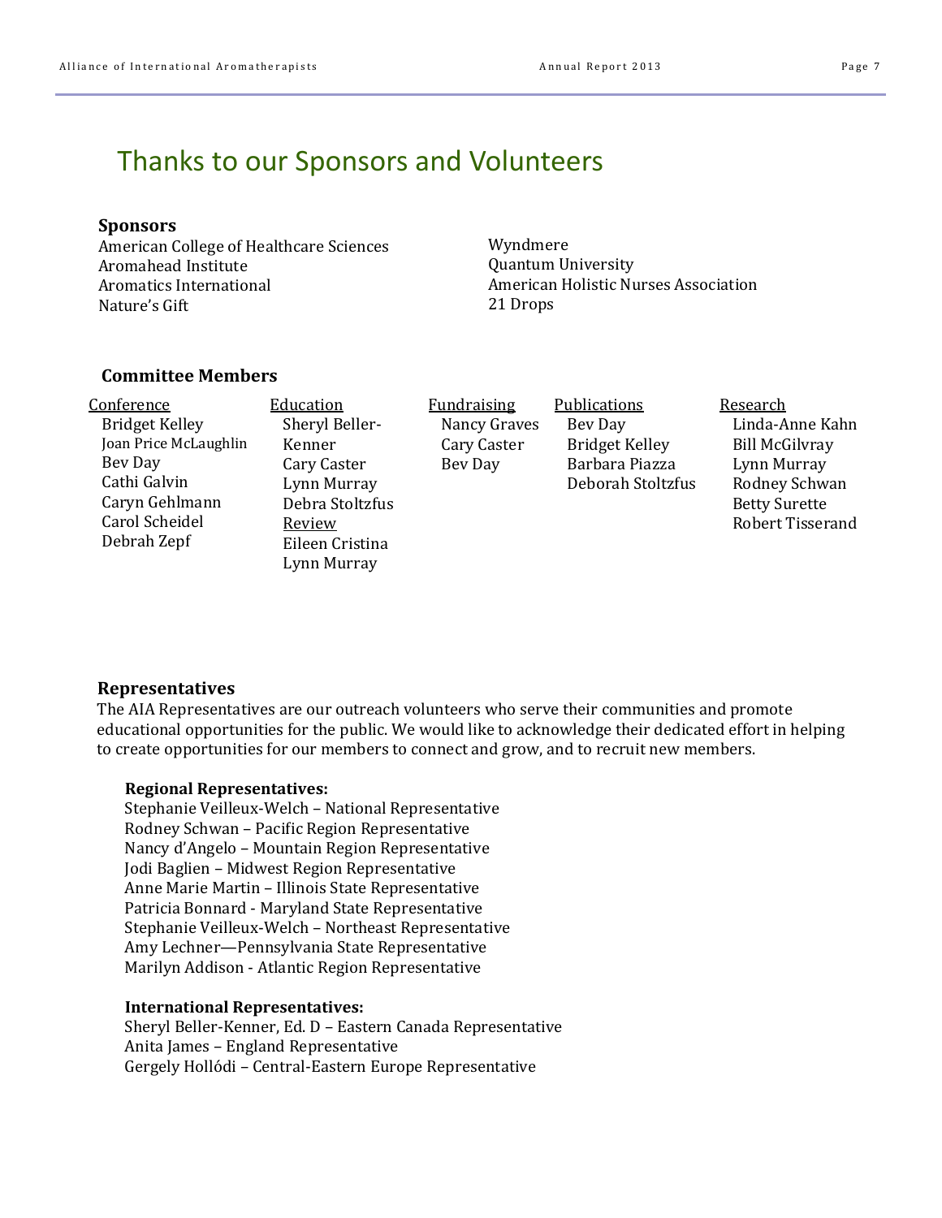# Thanks to our Sponsors and Volunteers

### Sponsors

American College of Healthcare Sciences
Aromahead Institute
Aromatics International
Nature's Gift
Wyndmere
Quantum University
American Holistic Nurses Association
21 Drops

### Committee Members

Conference
- Bridget Kelley
- Joan Price McLaughlin
- Bev Day
- Cathi Galvin
- Caryn Gehlmann
- Carol Scheidel
- Debrah Zepf

Education
- Sheryl Beller-Kenner
- Cary Caster
- Lynn Murray
- Debra Stoltzfus

Review
- Eileen Cristina
- Lynn Murray

Fundraising
- Nancy Graves
- Cary Caster
- Bev Day

Publications
- Bev Day
- Bridget Kelley
- Barbara Piazza
- Deborah Stoltzfus

Research
- Linda-Anne Kahn
- Bill McGilvray
- Lynn Murray
- Rodney Schwan
- Betty Surette
- Robert Tisserand

### Representatives

The AIA Representatives are our outreach volunteers who serve their communities and promote educational opportunities for the public. We would like to acknowledge their dedicated effort in helping to create opportunities for our members to connect and grow, and to recruit new members.

**Regional Representatives:**
Stephanie Veilleux-Welch – National Representative
Rodney Schwan – Pacific Region Representative
Nancy d'Angelo – Mountain Region Representative
Jodi Baglien – Midwest Region Representative
Anne Marie Martin – Illinois State Representative
Patricia Bonnard - Maryland State Representative
Stephanie Veilleux-Welch – Northeast Representative
Amy Lechner—Pennsylvania State Representative
Marilyn Addison - Atlantic Region Representative

**International Representatives:**
Sheryl Beller-Kenner, Ed. D – Eastern Canada Representative
Anita James – England Representative
Gergely Hollódi – Central-Eastern Europe Representative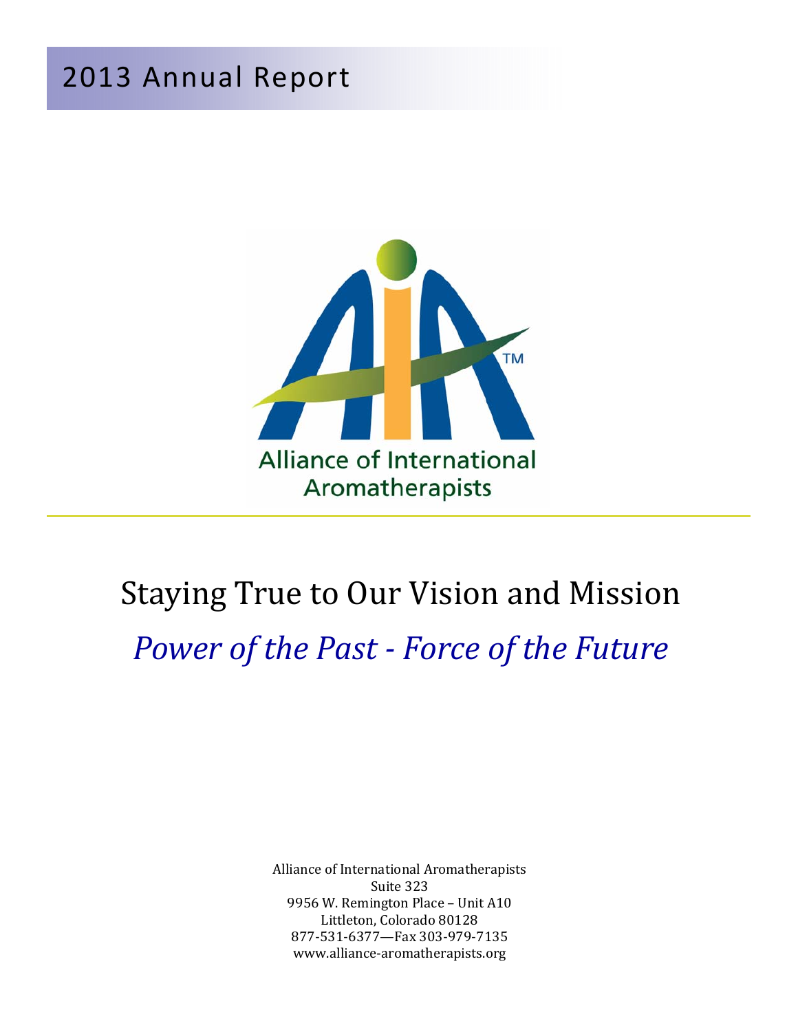# 2013 Annual Report

Alliance of International Aromatherapists

# Staying True to Our Vision and Mission

## *Power of the Past - Force of the Future*

Alliance of International Aromatherapists
Suite 323
9956 W. Remington Place – Unit A10
Littleton, Colorado 80128
877-531-6377—Fax 303-979-7135
www.alliance-aromatherapists.org